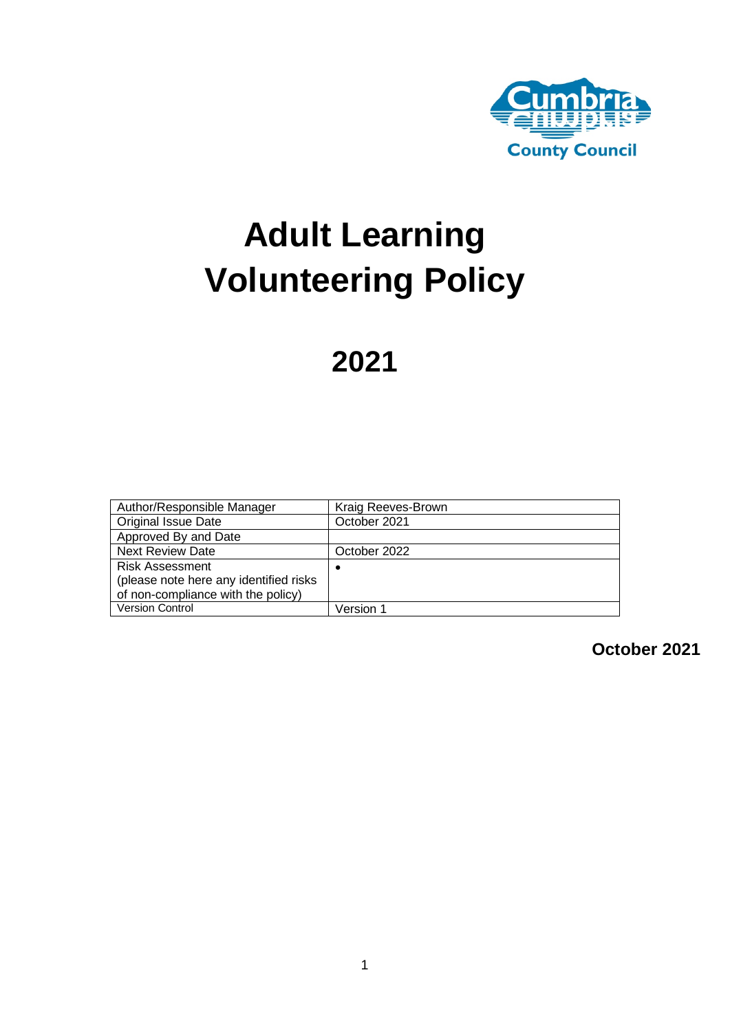Cumbria County Council

# Adult Learning Volunteering Policy

# 2021

| | |
|---|---|
| Author/Responsible Manager | Kraig Reeves-Brown |
| Original Issue Date | October 2021 |
| Approved By and Date | |
| Next Review Date | October 2022 |
| Risk Assessment (please note here any identified risks of non-compliance with the policy) | • |
| Version Control | Version 1 |

**October 2021**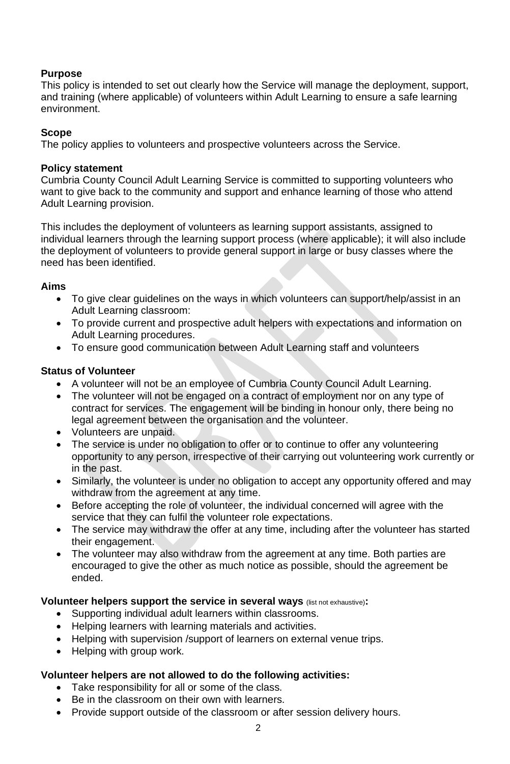**Purpose**
This policy is intended to set out clearly how the Service will manage the deployment, support, and training (where applicable) of volunteers within Adult Learning to ensure a safe learning environment.

**Scope**
The policy applies to volunteers and prospective volunteers across the Service.

**Policy statement**
Cumbria County Council Adult Learning Service is committed to supporting volunteers who want to give back to the community and support and enhance learning of those who attend Adult Learning provision.

This includes the deployment of volunteers as learning support assistants, assigned to individual learners through the learning support process (where applicable); it will also include the deployment of volunteers to provide general support in large or busy classes where the need has been identified.

**Aims**

- To give clear guidelines on the ways in which volunteers can support/help/assist in an Adult Learning classroom:
- To provide current and prospective adult helpers with expectations and information on Adult Learning procedures.
- To ensure good communication between Adult Learning staff and volunteers

**Status of Volunteer**

- A volunteer will not be an employee of Cumbria County Council Adult Learning.
- The volunteer will not be engaged on a contract of employment nor on any type of contract for services. The engagement will be binding in honour only, there being no legal agreement between the organisation and the volunteer.
- Volunteers are unpaid.
- The service is under no obligation to offer or to continue to offer any volunteering opportunity to any person, irrespective of their carrying out volunteering work currently or in the past.
- Similarly, the volunteer is under no obligation to accept any opportunity offered and may withdraw from the agreement at any time.
- Before accepting the role of volunteer, the individual concerned will agree with the service that they can fulfil the volunteer role expectations.
- The service may withdraw the offer at any time, including after the volunteer has started their engagement.
- The volunteer may also withdraw from the agreement at any time. Both parties are encouraged to give the other as much notice as possible, should the agreement be ended.

**Volunteer helpers support the service in several ways** (list not exhaustive)**:**

- Supporting individual adult learners within classrooms.
- Helping learners with learning materials and activities.
- Helping with supervision /support of learners on external venue trips.
- Helping with group work.

**Volunteer helpers are not allowed to do the following activities:**

- Take responsibility for all or some of the class.
- Be in the classroom on their own with learners.
- Provide support outside of the classroom or after session delivery hours.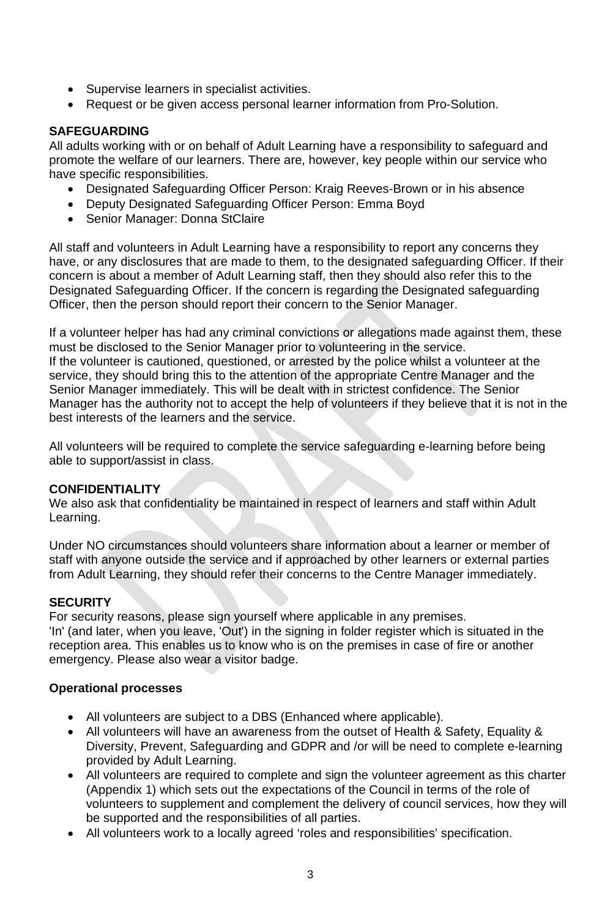- Supervise learners in specialist activities.
- Request or be given access personal learner information from Pro-Solution.

### SAFEGUARDING

All adults working with or on behalf of Adult Learning have a responsibility to safeguard and promote the welfare of our learners. There are, however, key people within our service who have specific responsibilities.

- Designated Safeguarding Officer Person: Kraig Reeves-Brown or in his absence
- Deputy Designated Safeguarding Officer Person: Emma Boyd
- Senior Manager: Donna StClaire

All staff and volunteers in Adult Learning have a responsibility to report any concerns they have, or any disclosures that are made to them, to the designated safeguarding Officer. If their concern is about a member of Adult Learning staff, then they should also refer this to the Designated Safeguarding Officer. If the concern is regarding the Designated safeguarding Officer, then the person should report their concern to the Senior Manager.

If a volunteer helper has had any criminal convictions or allegations made against them, these must be disclosed to the Senior Manager prior to volunteering in the service.
If the volunteer is cautioned, questioned, or arrested by the police whilst a volunteer at the service, they should bring this to the attention of the appropriate Centre Manager and the Senior Manager immediately. This will be dealt with in strictest confidence. The Senior Manager has the authority not to accept the help of volunteers if they believe that it is not in the best interests of the learners and the service.

All volunteers will be required to complete the service safeguarding e-learning before being able to support/assist in class.

### CONFIDENTIALITY

We also ask that confidentiality be maintained in respect of learners and staff within Adult Learning.

Under NO circumstances should volunteers share information about a learner or member of staff with anyone outside the service and if approached by other learners or external parties from Adult Learning, they should refer their concerns to the Centre Manager immediately.

### SECURITY

For security reasons, please sign yourself where applicable in any premises.
'In' (and later, when you leave, 'Out') in the signing in folder register which is situated in the reception area. This enables us to know who is on the premises in case of fire or another emergency. Please also wear a visitor badge.

### Operational processes

- All volunteers are subject to a DBS (Enhanced where applicable).
- All volunteers will have an awareness from the outset of Health & Safety, Equality & Diversity, Prevent, Safeguarding and GDPR and /or will be need to complete e-learning provided by Adult Learning.
- All volunteers are required to complete and sign the volunteer agreement as this charter (Appendix 1) which sets out the expectations of the Council in terms of the role of volunteers to supplement and complement the delivery of council services, how they will be supported and the responsibilities of all parties.
- All volunteers work to a locally agreed 'roles and responsibilities' specification.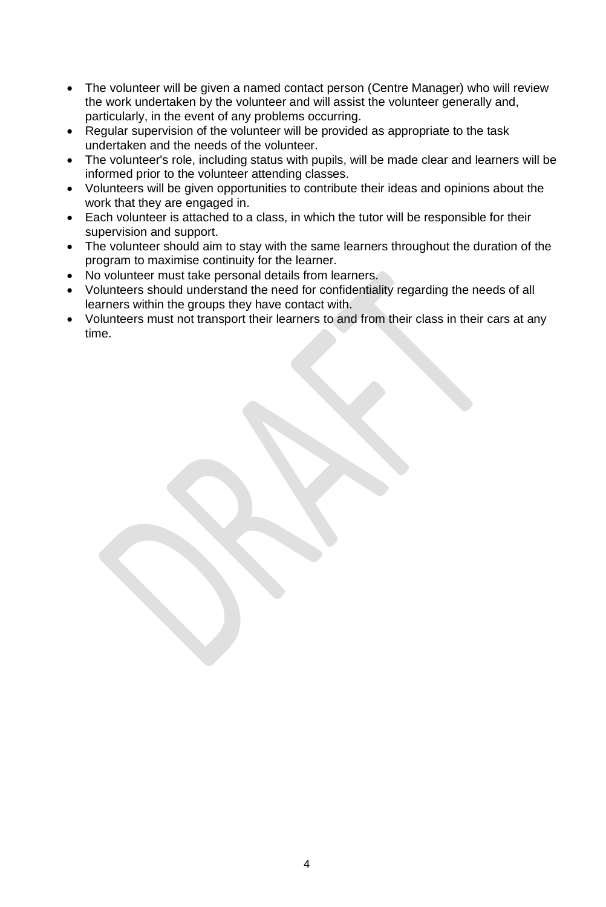- The volunteer will be given a named contact person (Centre Manager) who will review the work undertaken by the volunteer and will assist the volunteer generally and, particularly, in the event of any problems occurring.
- Regular supervision of the volunteer will be provided as appropriate to the task undertaken and the needs of the volunteer.
- The volunteer's role, including status with pupils, will be made clear and learners will be informed prior to the volunteer attending classes.
- Volunteers will be given opportunities to contribute their ideas and opinions about the work that they are engaged in.
- Each volunteer is attached to a class, in which the tutor will be responsible for their supervision and support.
- The volunteer should aim to stay with the same learners throughout the duration of the program to maximise continuity for the learner.
- No volunteer must take personal details from learners.
- Volunteers should understand the need for confidentiality regarding the needs of all learners within the groups they have contact with.
- Volunteers must not transport their learners to and from their class in their cars at any time.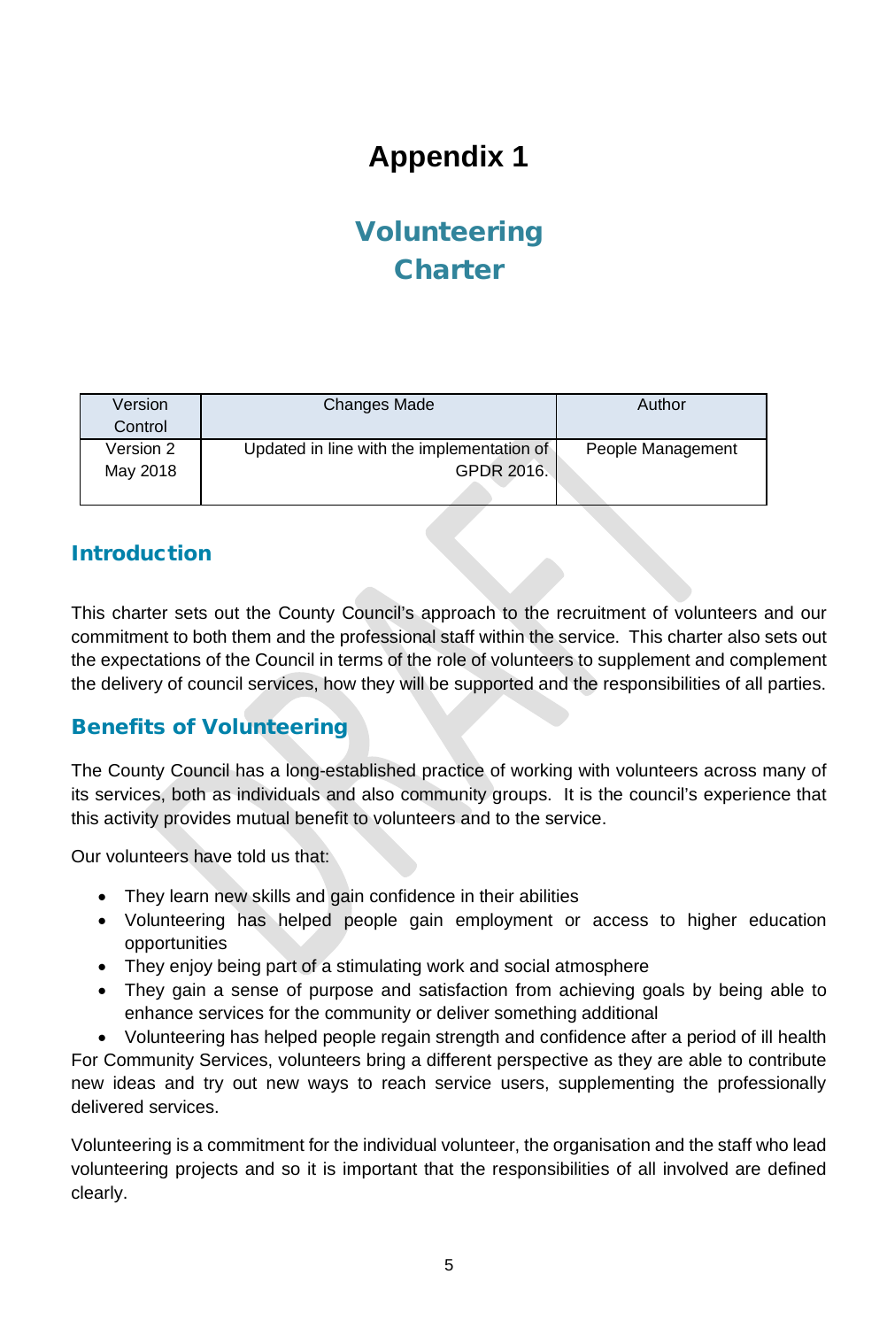# Appendix 1

## Volunteering Charter

| Version Control | Changes Made | Author |
|---|---|---|
| Version 2 May 2018 | Updated in line with the implementation of GPDR 2016. | People Management |

## Introduction

This charter sets out the County Council's approach to the recruitment of volunteers and our commitment to both them and the professional staff within the service. This charter also sets out the expectations of the Council in terms of the role of volunteers to supplement and complement the delivery of council services, how they will be supported and the responsibilities of all parties.

## Benefits of Volunteering

The County Council has a long-established practice of working with volunteers across many of its services, both as individuals and also community groups. It is the council's experience that this activity provides mutual benefit to volunteers and to the service.

Our volunteers have told us that:

- They learn new skills and gain confidence in their abilities
- Volunteering has helped people gain employment or access to higher education opportunities
- They enjoy being part of a stimulating work and social atmosphere
- They gain a sense of purpose and satisfaction from achieving goals by being able to enhance services for the community or deliver something additional
- Volunteering has helped people regain strength and confidence after a period of ill health

For Community Services, volunteers bring a different perspective as they are able to contribute new ideas and try out new ways to reach service users, supplementing the professionally delivered services.

Volunteering is a commitment for the individual volunteer, the organisation and the staff who lead volunteering projects and so it is important that the responsibilities of all involved are defined clearly.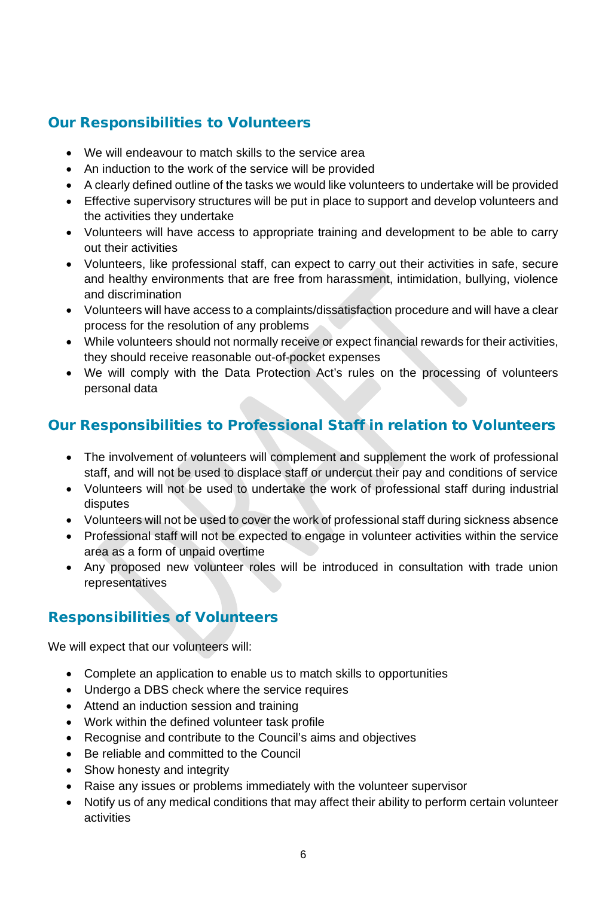## Our Responsibilities to Volunteers

- We will endeavour to match skills to the service area
- An induction to the work of the service will be provided
- A clearly defined outline of the tasks we would like volunteers to undertake will be provided
- Effective supervisory structures will be put in place to support and develop volunteers and the activities they undertake
- Volunteers will have access to appropriate training and development to be able to carry out their activities
- Volunteers, like professional staff, can expect to carry out their activities in safe, secure and healthy environments that are free from harassment, intimidation, bullying, violence and discrimination
- Volunteers will have access to a complaints/dissatisfaction procedure and will have a clear process for the resolution of any problems
- While volunteers should not normally receive or expect financial rewards for their activities, they should receive reasonable out-of-pocket expenses
- We will comply with the Data Protection Act's rules on the processing of volunteers personal data

## Our Responsibilities to Professional Staff in relation to Volunteers

- The involvement of volunteers will complement and supplement the work of professional staff, and will not be used to displace staff or undercut their pay and conditions of service
- Volunteers will not be used to undertake the work of professional staff during industrial disputes
- Volunteers will not be used to cover the work of professional staff during sickness absence
- Professional staff will not be expected to engage in volunteer activities within the service area as a form of unpaid overtime
- Any proposed new volunteer roles will be introduced in consultation with trade union representatives

## Responsibilities of Volunteers

We will expect that our volunteers will:

- Complete an application to enable us to match skills to opportunities
- Undergo a DBS check where the service requires
- Attend an induction session and training
- Work within the defined volunteer task profile
- Recognise and contribute to the Council's aims and objectives
- Be reliable and committed to the Council
- Show honesty and integrity
- Raise any issues or problems immediately with the volunteer supervisor
- Notify us of any medical conditions that may affect their ability to perform certain volunteer activities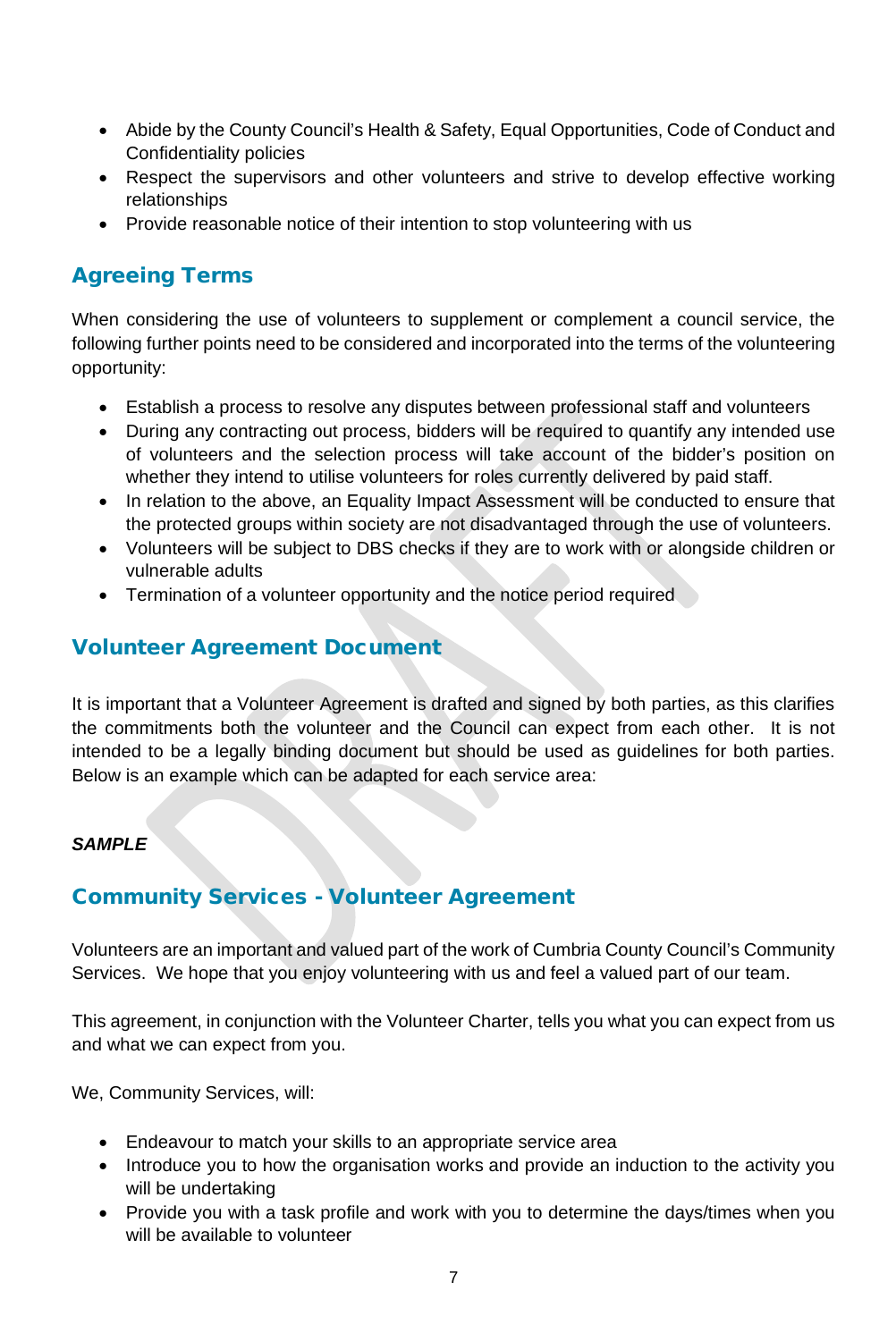- Abide by the County Council's Health & Safety, Equal Opportunities, Code of Conduct and Confidentiality policies
- Respect the supervisors and other volunteers and strive to develop effective working relationships
- Provide reasonable notice of their intention to stop volunteering with us

## Agreeing Terms

When considering the use of volunteers to supplement or complement a council service, the following further points need to be considered and incorporated into the terms of the volunteering opportunity:

- Establish a process to resolve any disputes between professional staff and volunteers
- During any contracting out process, bidders will be required to quantify any intended use of volunteers and the selection process will take account of the bidder's position on whether they intend to utilise volunteers for roles currently delivered by paid staff.
- In relation to the above, an Equality Impact Assessment will be conducted to ensure that the protected groups within society are not disadvantaged through the use of volunteers.
- Volunteers will be subject to DBS checks if they are to work with or alongside children or vulnerable adults
- Termination of a volunteer opportunity and the notice period required

## Volunteer Agreement Document

It is important that a Volunteer Agreement is drafted and signed by both parties, as this clarifies the commitments both the volunteer and the Council can expect from each other. It is not intended to be a legally binding document but should be used as guidelines for both parties. Below is an example which can be adapted for each service area:

***SAMPLE***

## Community Services - Volunteer Agreement

Volunteers are an important and valued part of the work of Cumbria County Council's Community Services. We hope that you enjoy volunteering with us and feel a valued part of our team.

This agreement, in conjunction with the Volunteer Charter, tells you what you can expect from us and what we can expect from you.

We, Community Services, will:

- Endeavour to match your skills to an appropriate service area
- Introduce you to how the organisation works and provide an induction to the activity you will be undertaking
- Provide you with a task profile and work with you to determine the days/times when you will be available to volunteer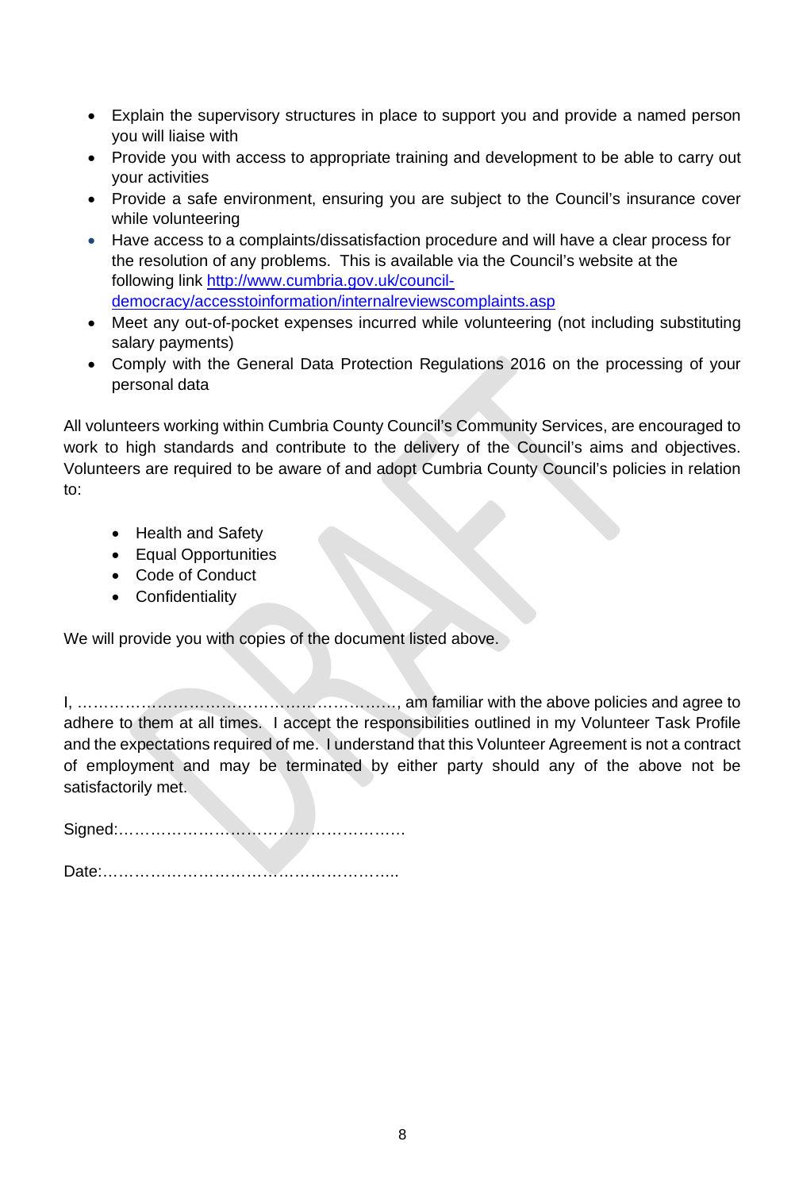- Explain the supervisory structures in place to support you and provide a named person you will liaise with
- Provide you with access to appropriate training and development to be able to carry out your activities
- Provide a safe environment, ensuring you are subject to the Council's insurance cover while volunteering
- Have access to a complaints/dissatisfaction procedure and will have a clear process for the resolution of any problems. This is available via the Council's website at the following link http://www.cumbria.gov.uk/council-democracy/accesstoinformation/internalreviewscomplaints.asp
- Meet any out-of-pocket expenses incurred while volunteering (not including substituting salary payments)
- Comply with the General Data Protection Regulations 2016 on the processing of your personal data

All volunteers working within Cumbria County Council's Community Services, are encouraged to work to high standards and contribute to the delivery of the Council's aims and objectives. Volunteers are required to be aware of and adopt Cumbria County Council's policies in relation to:

- Health and Safety
- Equal Opportunities
- Code of Conduct
- Confidentiality

We will provide you with copies of the document listed above.

I, ……………………………………………………, am familiar with the above policies and agree to adhere to them at all times. I accept the responsibilities outlined in my Volunteer Task Profile and the expectations required of me. I understand that this Volunteer Agreement is not a contract of employment and may be terminated by either party should any of the above not be satisfactorily met.

Signed:……………………………………………….

Date:………………………………………………...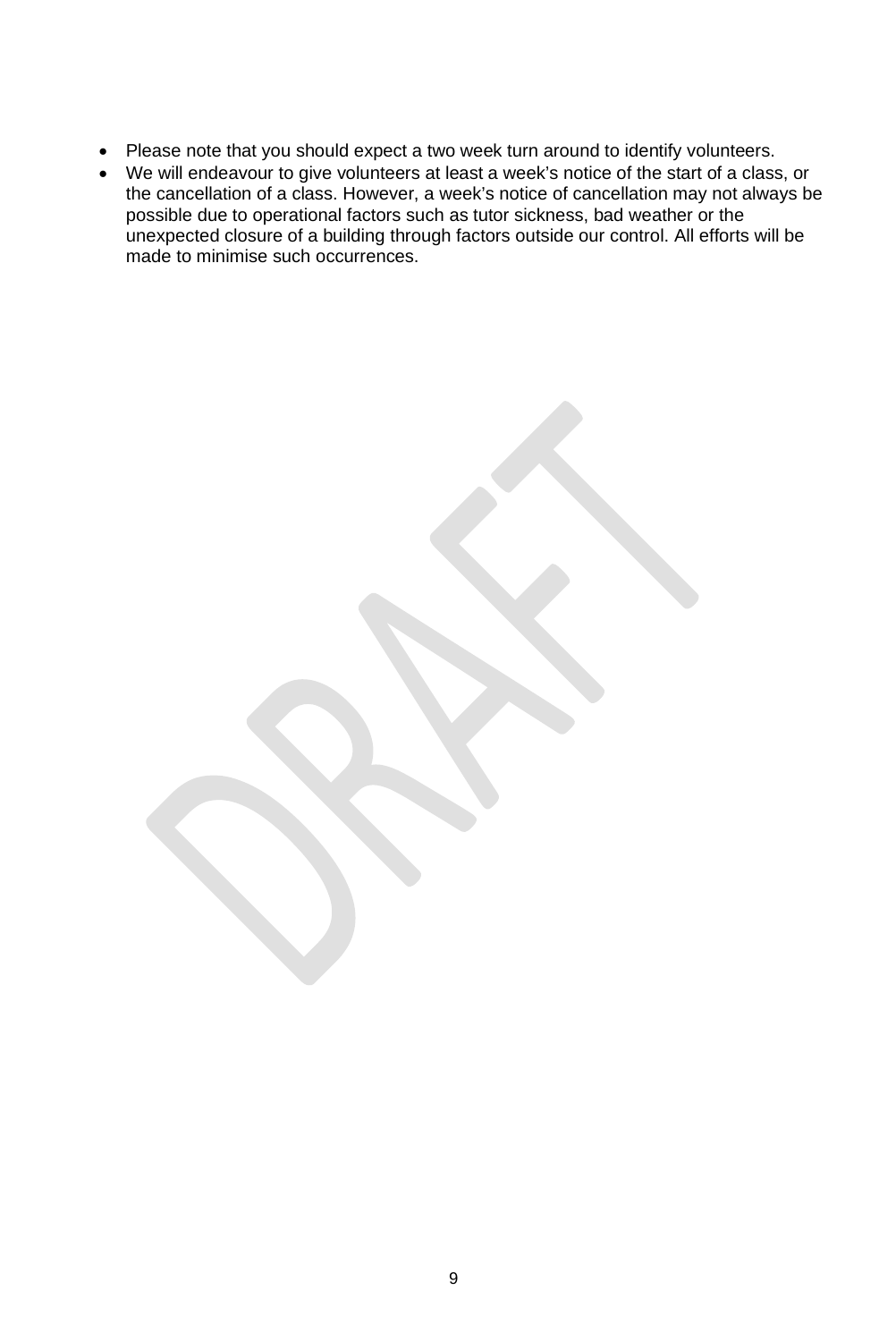- Please note that you should expect a two week turn around to identify volunteers.
- We will endeavour to give volunteers at least a week's notice of the start of a class, or the cancellation of a class. However, a week's notice of cancellation may not always be possible due to operational factors such as tutor sickness, bad weather or the unexpected closure of a building through factors outside our control. All efforts will be made to minimise such occurrences.